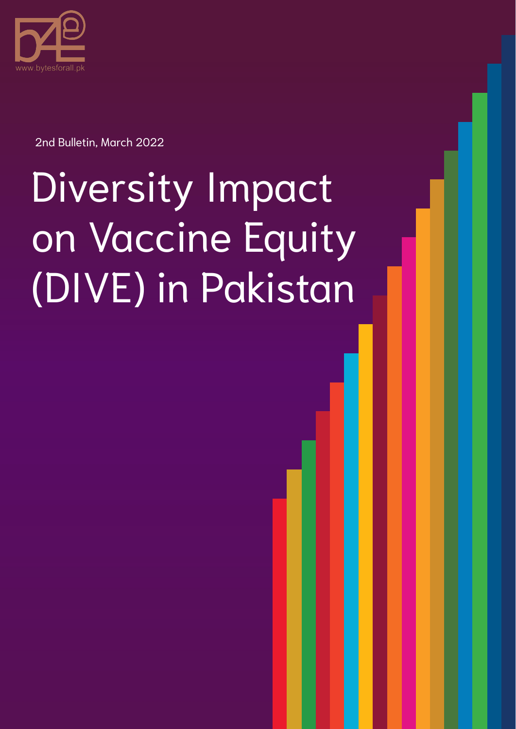www.bytesforall.pk

2nd Bulletin, March 2022

# Diversity Impact on Vaccine Equity (DIVE) in Pakistan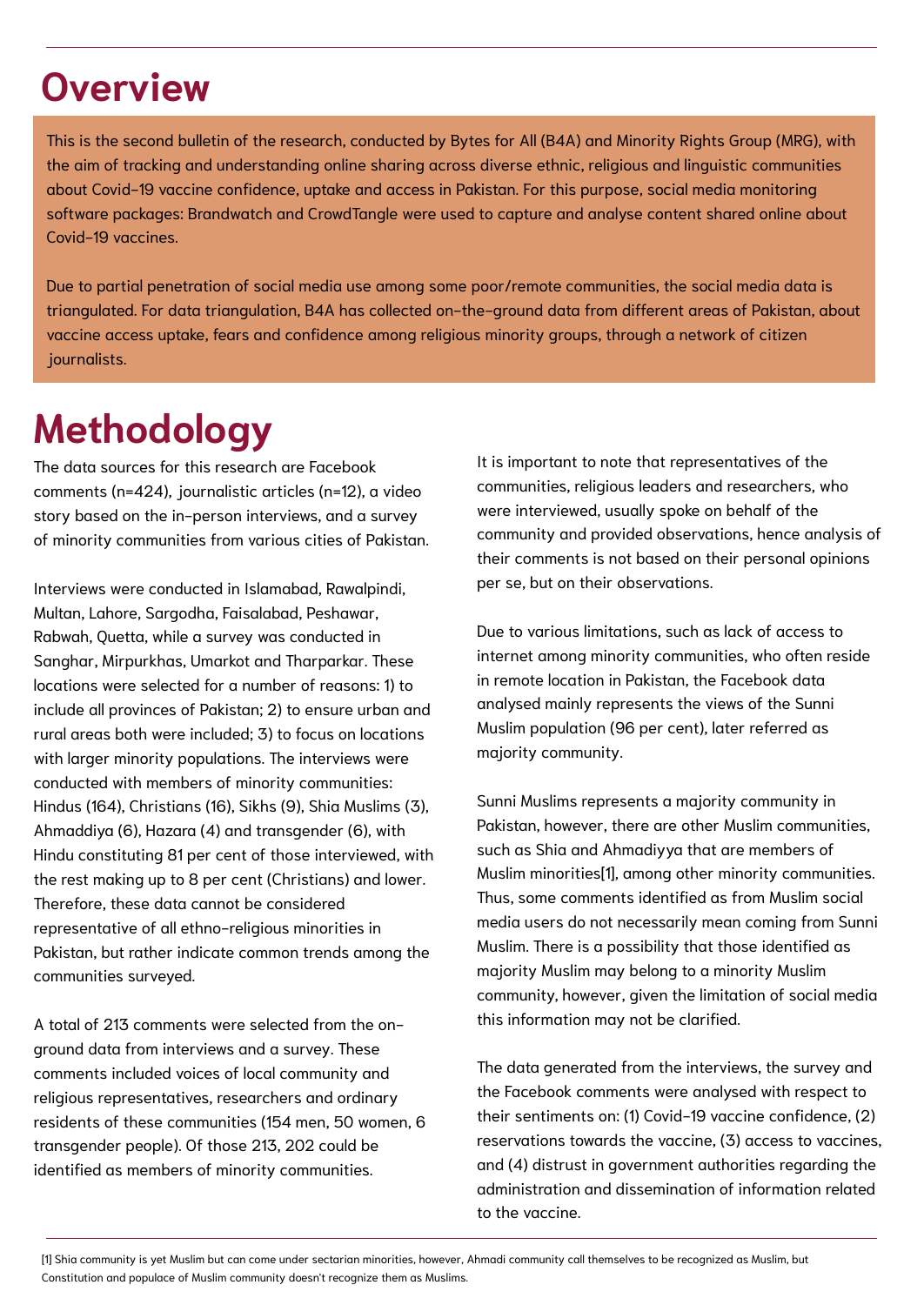# Overview

This is the second bulletin of the research, conducted by Bytes for All (B4A) and Minority Rights Group (MRG), with the aim of tracking and understanding online sharing across diverse ethnic, religious and linguistic communities about Covid-19 vaccine confidence, uptake and access in Pakistan. For this purpose, social media monitoring software packages: Brandwatch and CrowdTangle were used to capture and analyse content shared online about Covid-19 vaccines.

Due to partial penetration of social media use among some poor/remote communities, the social media data is triangulated. For data triangulation, B4A has collected on-the-ground data from different areas of Pakistan, about vaccine access uptake, fears and confidence among religious minority groups, through a network of citizen journalists.

# Methodology

The data sources for this research are Facebook comments (n=424), journalistic articles (n=12), a video story based on the in-person interviews, and a survey of minority communities from various cities of Pakistan.

Interviews were conducted in Islamabad, Rawalpindi, Multan, Lahore, Sargodha, Faisalabad, Peshawar, Rabwah, Quetta, while a survey was conducted in Sanghar, Mirpurkhas, Umarkot and Tharparkar. These locations were selected for a number of reasons: 1) to include all provinces of Pakistan; 2) to ensure urban and rural areas both were included; 3) to focus on locations with larger minority populations. The interviews were conducted with members of minority communities: Hindus (164), Christians (16), Sikhs (9), Shia Muslims (3), Ahmaddiya (6), Hazara (4) and transgender (6), with Hindu constituting 81 per cent of those interviewed, with the rest making up to 8 per cent (Christians) and lower. Therefore, these data cannot be considered representative of all ethno-religious minorities in Pakistan, but rather indicate common trends among the communities surveyed.

A total of 213 comments were selected from the on-ground data from interviews and a survey. These comments included voices of local community and religious representatives, researchers and ordinary residents of these communities (154 men, 50 women, 6 transgender people). Of those 213, 202 could be identified as members of minority communities.

It is important to note that representatives of the communities, religious leaders and researchers, who were interviewed, usually spoke on behalf of the community and provided observations, hence analysis of their comments is not based on their personal opinions per se, but on their observations.

Due to various limitations, such as lack of access to internet among minority communities, who often reside in remote location in Pakistan, the Facebook data analysed mainly represents the views of the Sunni Muslim population (96 per cent), later referred as majority community.

Sunni Muslims represents a majority community in Pakistan, however, there are other Muslim communities, such as Shia and Ahmadiyya that are members of Muslim minorities[1], among other minority communities. Thus, some comments identified as from Muslim social media users do not necessarily mean coming from Sunni Muslim. There is a possibility that those identified as majority Muslim may belong to a minority Muslim community, however, given the limitation of social media this information may not be clarified.

The data generated from the interviews, the survey and the Facebook comments were analysed with respect to their sentiments on: (1) Covid-19 vaccine confidence, (2) reservations towards the vaccine, (3) access to vaccines, and (4) distrust in government authorities regarding the administration and dissemination of information related to the vaccine.

[1] Shia community is yet Muslim but can come under sectarian minorities, however, Ahmadi community call themselves to be recognized as Muslim, but Constitution and populace of Muslim community doesn't recognize them as Muslims.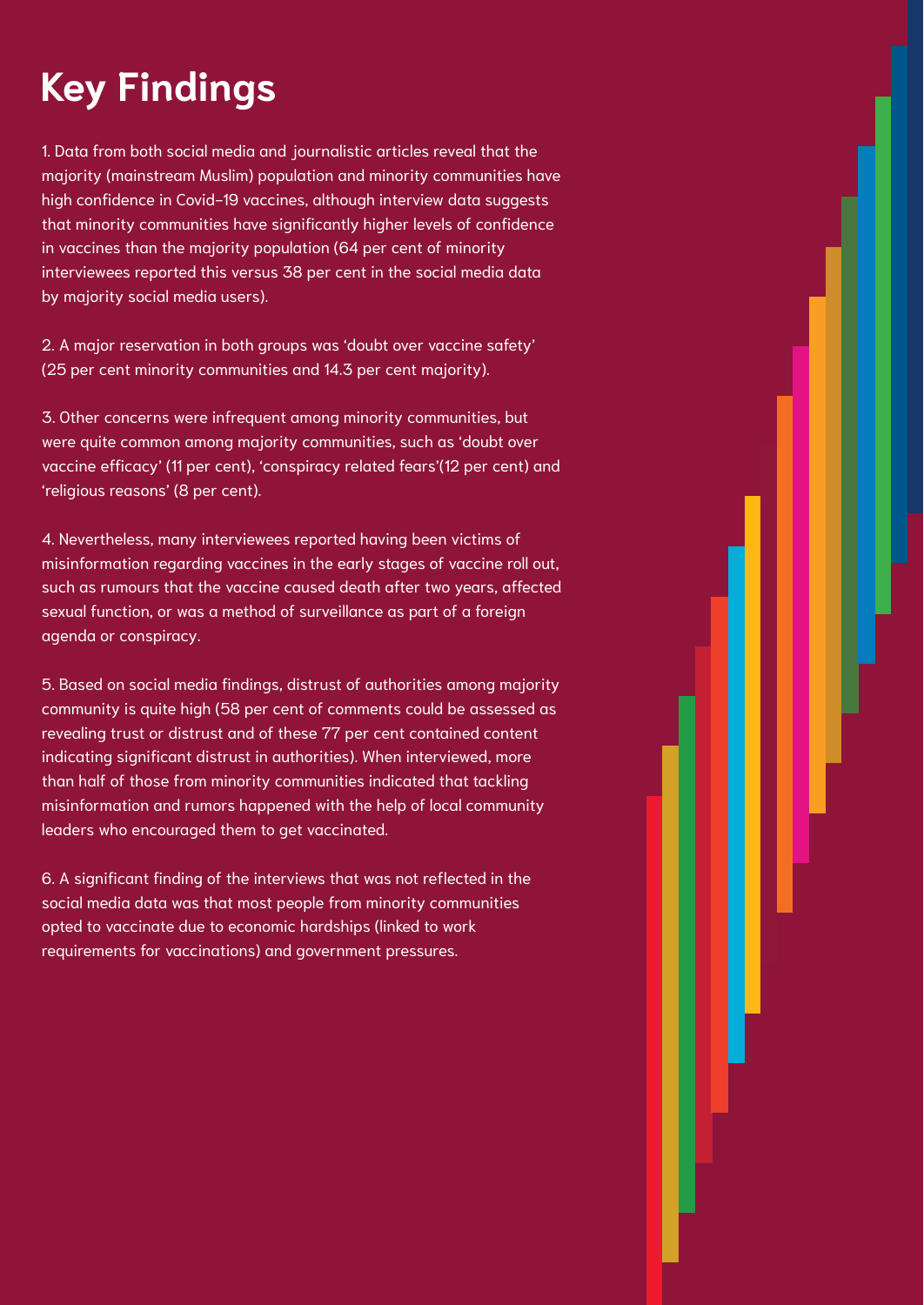# Key Findings

1. Data from both social media and journalistic articles reveal that the majority (mainstream Muslim) population and minority communities have high confidence in Covid-19 vaccines, although interview data suggests that minority communities have significantly higher levels of confidence in vaccines than the majority population (64 per cent of minority interviewees reported this versus 38 per cent in the social media data by majority social media users).

2. A major reservation in both groups was 'doubt over vaccine safety' (25 per cent minority communities and 14.3 per cent majority).

3. Other concerns were infrequent among minority communities, but were quite common among majority communities, such as 'doubt over vaccine efficacy' (11 per cent), 'conspiracy related fears'(12 per cent) and 'religious reasons' (8 per cent).

4. Nevertheless, many interviewees reported having been victims of misinformation regarding vaccines in the early stages of vaccine roll out, such as rumours that the vaccine caused death after two years, affected sexual function, or was a method of surveillance as part of a foreign agenda or conspiracy.

5. Based on social media findings, distrust of authorities among majority community is quite high (58 per cent of comments could be assessed as revealing trust or distrust and of these 77 per cent contained content indicating significant distrust in authorities). When interviewed, more than half of those from minority communities indicated that tackling misinformation and rumors happened with the help of local community leaders who encouraged them to get vaccinated.

6. A significant finding of the interviews that was not reflected in the social media data was that most people from minority communities opted to vaccinate due to economic hardships (linked to work requirements for vaccinations) and government pressures.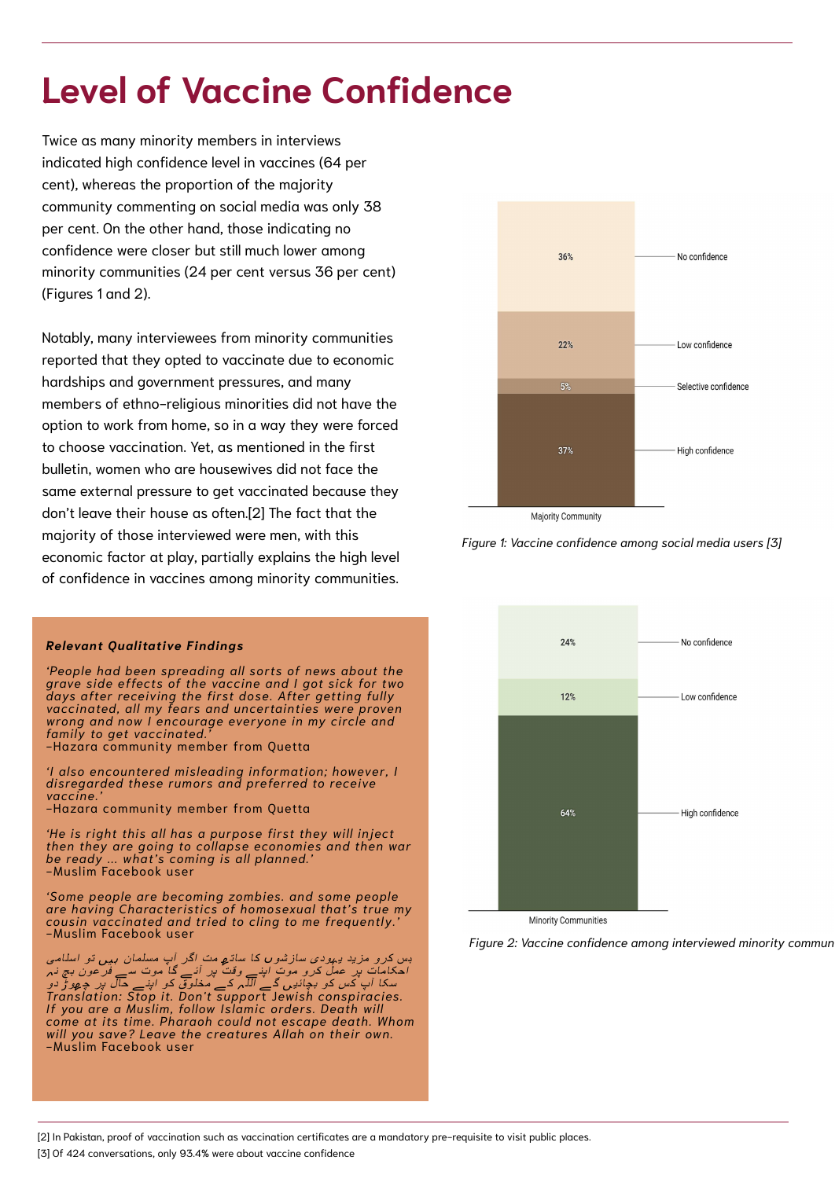# Level of Vaccine Confidence

Twice as many minority members in interviews indicated high confidence level in vaccines (64 per cent), whereas the proportion of the majority community commenting on social media was only 38 per cent. On the other hand, those indicating no confidence were closer but still much lower among minority communities (24 per cent versus 36 per cent) (Figures 1 and 2).

Notably, many interviewees from minority communities reported that they opted to vaccinate due to economic hardships and government pressures, and many members of ethno-religious minorities did not have the option to work from home, so in a way they were forced to choose vaccination. Yet, as mentioned in the first bulletin, women who are housewives did not face the same external pressure to get vaccinated because they don't leave their house as often.[2] The fact that the majority of those interviewed were men, with this economic factor at play, partially explains the high level of confidence in vaccines among minority communities.

36%
No confidence
22%
Low confidence
5%
Selective confidence
37%
High confidence
Majority Community

*Figure 1: Vaccine confidence among social media users [3]*

24%
No confidence
12%
Low confidence
64%
High confidence
Minority Communities

*Figure 2: Vaccine confidence among interviewed minority commun*

***Relevant Qualitative Findings***

*'People had been spreading all sorts of news about the grave side effects of the vaccine and I got sick for two days after receiving the first dose. After getting fully vaccinated, all my fears and uncertainties were proven wrong and now I encourage everyone in my circle and family to get vaccinated.'*
–Hazara community member from Quetta

*'I also encountered misleading information; however, I disregarded these rumors and preferred to receive vaccine.'*
–Hazara community member from Quetta

*'He is right this all has a purpose first they will inject then they are going to collapse economies and then war be ready ... what's coming is all planned.'*
–Muslim Facebook user

*'Some people are becoming zombies. and some people are having Characteristics of homosexual that's true my cousin vaccinated and tried to cling to me frequently.'*
–Muslim Facebook user

*بس کرو مزید یہودی سازشوں کا ساتھ مت اگر آپ مسلمان ہیں تو اسلامی احکامات پر عمل کرو موت اپنے وقت پر آئے گا موت سے فرعون بچ نہ سکا آپ کس کو بچائیں گے اللہ کے مخلوق کو اپنے حال پر چھوڑ دو*
*Translation: Stop it. Don't support Jewish conspiracies. If you are a Muslim, follow Islamic orders. Death will come at its time. Pharaoh could not escape death. Whom will you save? Leave the creatures Allah on their own.*
–Muslim Facebook user

[2] In Pakistan, proof of vaccination such as vaccination certificates are a mandatory pre-requisite to visit public places.
[3] Of 424 conversations, only 93.4% were about vaccine confidence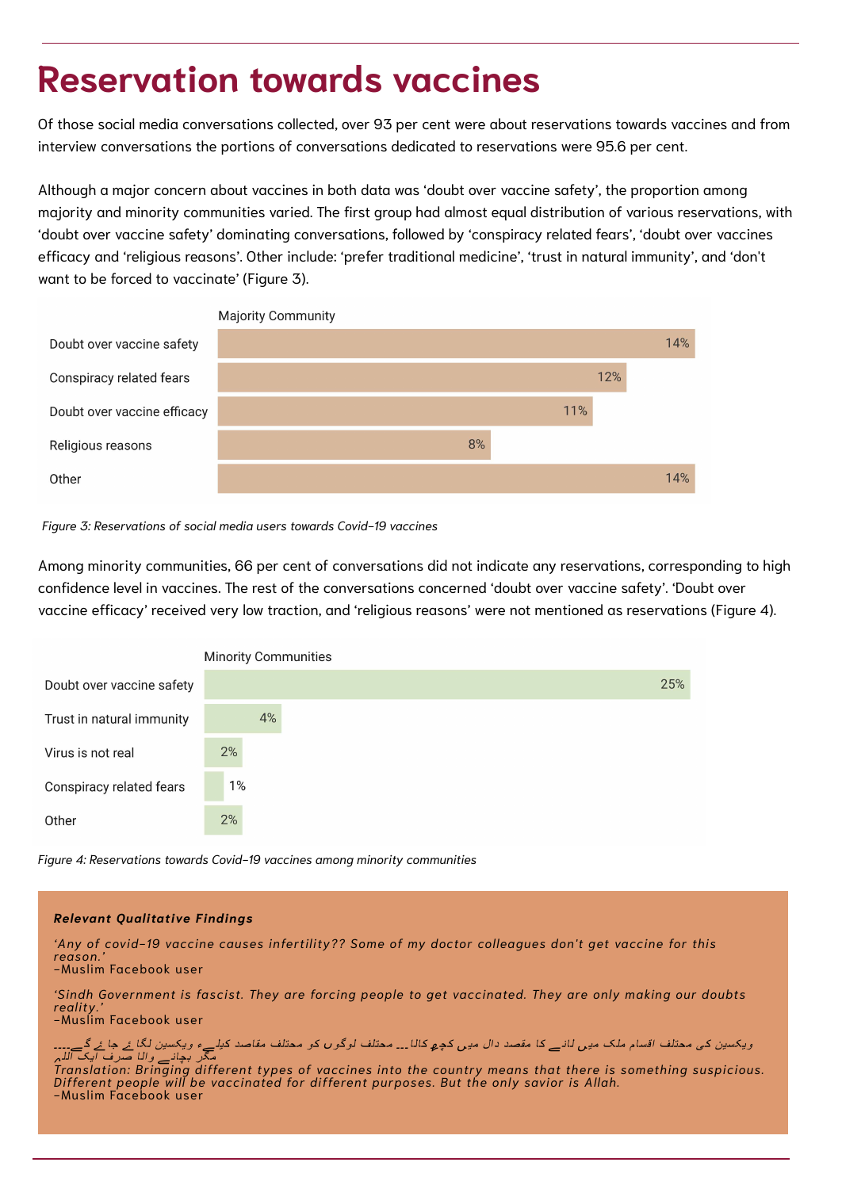# Reservation towards vaccines

Of those social media conversations collected, over 93 per cent were about reservations towards vaccines and from interview conversations the portions of conversations dedicated to reservations were 95.6 per cent.

Although a major concern about vaccines in both data was 'doubt over vaccine safety', the proportion among majority and minority communities varied. The first group had almost equal distribution of various reservations, with 'doubt over vaccine safety' dominating conversations, followed by 'conspiracy related fears', 'doubt over vaccines efficacy and 'religious reasons'. Other include: 'prefer traditional medicine', 'trust in natural immunity', and 'don't want to be forced to vaccinate' (Figure 3).

| Majority Community | |
|---|---|
| Doubt over vaccine safety | 14% |
| Conspiracy related fears | 12% |
| Doubt over vaccine efficacy | 11% |
| Religious reasons | 8% |
| Other | 14% |

*Figure 3: Reservations of social media users towards Covid-19 vaccines*

Among minority communities, 66 per cent of conversations did not indicate any reservations, corresponding to high confidence level in vaccines. The rest of the conversations concerned 'doubt over vaccine safety'. 'Doubt over vaccine efficacy' received very low traction, and 'religious reasons' were not mentioned as reservations (Figure 4).

| Minority Communities | |
|---|---|
| Doubt over vaccine safety | 25% |
| Trust in natural immunity | 4% |
| Virus is not real | 2% |
| Conspiracy related fears | 1% |
| Other | 2% |

*Figure 4: Reservations towards Covid-19 vaccines among minority communities*

***Relevant Qualitative Findings***

*'Any of covid-19 vaccine causes infertility?? Some of my doctor colleagues don't get vaccine for this reason.'*
-Muslim Facebook user

*'Sindh Government is fascist. They are forcing people to get vaccinated. They are only making our doubts reality.'*
-Muslim Facebook user

*ویکسین کی مختلف اقسام ملک میں لانے کا مقصد دال میں کچھ کالا... مختلف لوگوں کو مختلف مقاصد کیلیے ویکسین لگائے جائے گے.... مگر بچانے والا صرف ایک اللہ*
*Translation: Bringing different types of vaccines into the country means that there is something suspicious. Different people will be vaccinated for different purposes. But the only savior is Allah.*
-Muslim Facebook user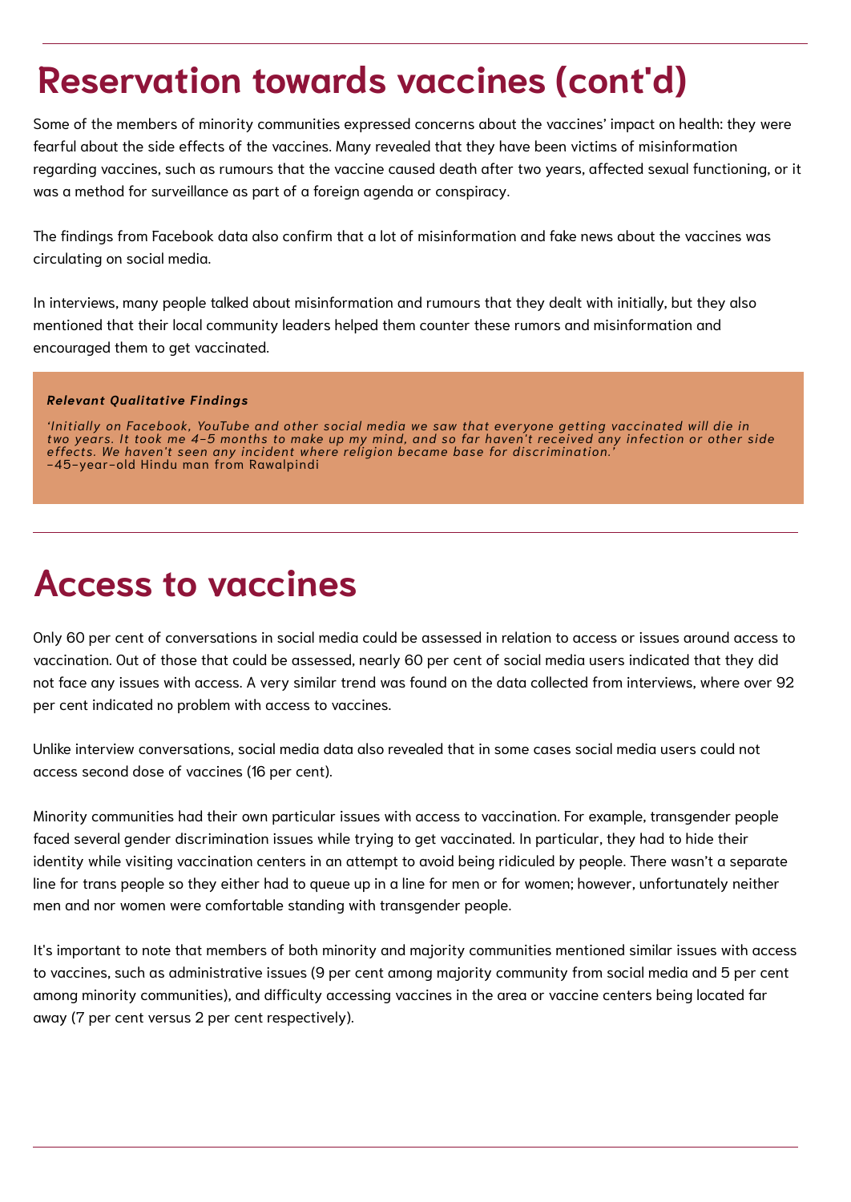# Reservation towards vaccines (cont'd)

Some of the members of minority communities expressed concerns about the vaccines' impact on health: they were fearful about the side effects of the vaccines. Many revealed that they have been victims of misinformation regarding vaccines, such as rumours that the vaccine caused death after two years, affected sexual functioning, or it was a method for surveillance as part of a foreign agenda or conspiracy.

The findings from Facebook data also confirm that a lot of misinformation and fake news about the vaccines was circulating on social media.

In interviews, many people talked about misinformation and rumours that they dealt with initially, but they also mentioned that their local community leaders helped them counter these rumors and misinformation and encouraged them to get vaccinated.

***Relevant Qualitative Findings***

*'Initially on Facebook, YouTube and other social media we saw that everyone getting vaccinated will die in two years. It took me 4-5 months to make up my mind, and so far haven't received any infection or other side effects. We haven't seen any incident where religion became base for discrimination.'*
-45-year-old Hindu man from Rawalpindi

# Access to vaccines

Only 60 per cent of conversations in social media could be assessed in relation to access or issues around access to vaccination. Out of those that could be assessed, nearly 60 per cent of social media users indicated that they did not face any issues with access. A very similar trend was found on the data collected from interviews, where over 92 per cent indicated no problem with access to vaccines.

Unlike interview conversations, social media data also revealed that in some cases social media users could not access second dose of vaccines (16 per cent).

Minority communities had their own particular issues with access to vaccination. For example, transgender people faced several gender discrimination issues while trying to get vaccinated. In particular, they had to hide their identity while visiting vaccination centers in an attempt to avoid being ridiculed by people. There wasn't a separate line for trans people so they either had to queue up in a line for men or for women; however, unfortunately neither men and nor women were comfortable standing with transgender people.

It's important to note that members of both minority and majority communities mentioned similar issues with access to vaccines, such as administrative issues (9 per cent among majority community from social media and 5 per cent among minority communities), and difficulty accessing vaccines in the area or vaccine centers being located far away (7 per cent versus 2 per cent respectively).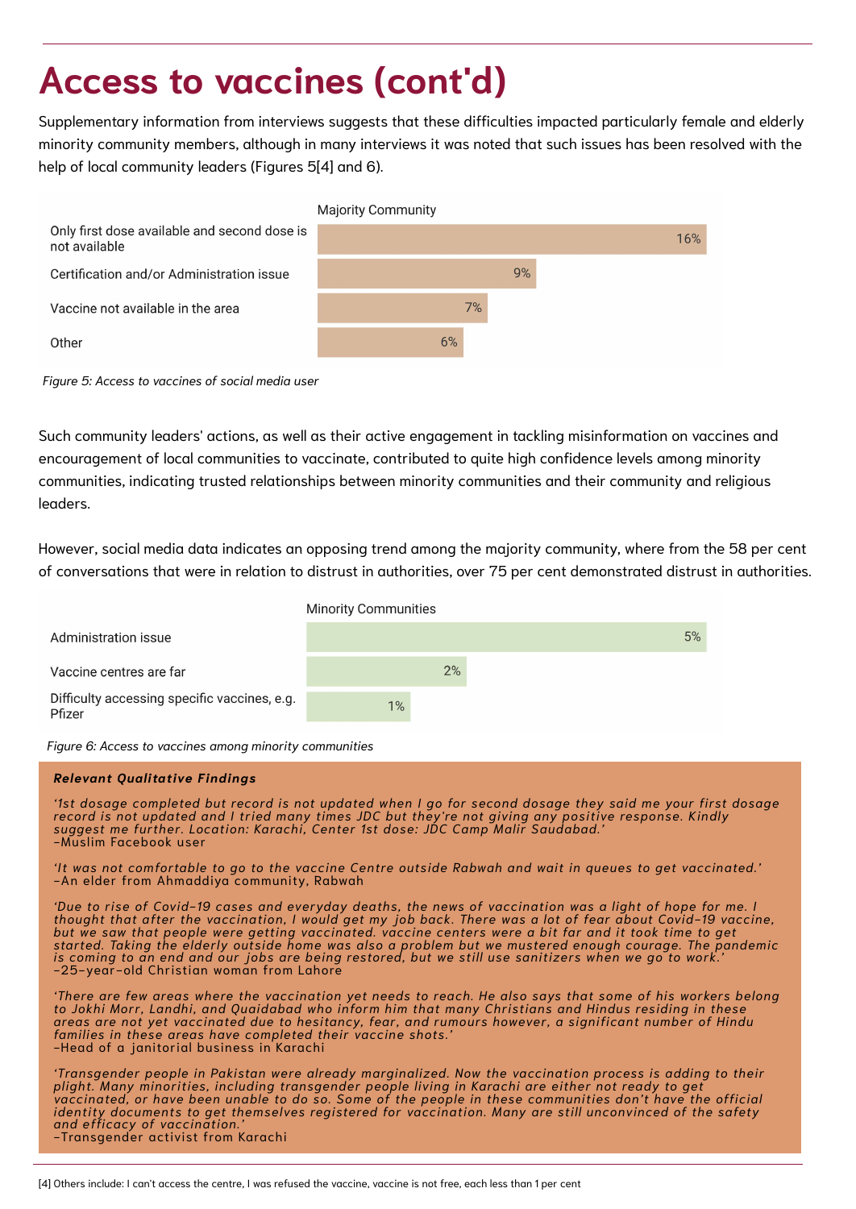# Access to vaccines (cont'd)

Supplementary information from interviews suggests that these difficulties impacted particularly female and elderly minority community members, although in many interviews it was noted that such issues has been resolved with the help of local community leaders (Figures 5[4] and 6).

Majority Community

Only first dose available and second dose is not available
16%

Certification and/or Administration issue
9%

Vaccine not available in the area
7%

Other
6%

*Figure 5: Access to vaccines of social media user*

Such community leaders' actions, as well as their active engagement in tackling misinformation on vaccines and encouragement of local communities to vaccinate, contributed to quite high confidence levels among minority communities, indicating trusted relationships between minority communities and their community and religious leaders.

However, social media data indicates an opposing trend among the majority community, where from the 58 per cent of conversations that were in relation to distrust in authorities, over 75 per cent demonstrated distrust in authorities.

Minority Communities

Administration issue
5%

Vaccine centres are far
2%

Difficulty accessing specific vaccines, e.g. Pfizer
1%

*Figure 6: Access to vaccines among minority communities*

***Relevant Qualitative Findings***

*'1st dosage completed but record is not updated when I go for second dosage they said me your first dosage record is not updated and I tried many times JDC but they're not giving any positive response. Kindly suggest me further. Location: Karachi, Center 1st dose: JDC Camp Malir Saudabad.'*
–Muslim Facebook user

*'It was not comfortable to go to the vaccine Centre outside Rabwah and wait in queues to get vaccinated.'*
–An elder from Ahmaddiya community, Rabwah

*'Due to rise of Covid-19 cases and everyday deaths, the news of vaccination was a light of hope for me. I thought that after the vaccination, I would get my job back. There was a lot of fear about Covid-19 vaccine, but we saw that people were getting vaccinated. vaccine centers were a bit far and it took time to get started. Taking the elderly outside home was also a problem but we mustered enough courage. The pandemic is coming to an end and our jobs are being restored, but we still use sanitizers when we go to work.'*
–25-year-old Christian woman from Lahore

*'There are few areas where the vaccination yet needs to reach. He also says that some of his workers belong to Jokhi Morr, Landhi, and Quaidabad who inform him that many Christians and Hindus residing in these areas are not yet vaccinated due to hesitancy, fear, and rumours however, a significant number of Hindu families in these areas have completed their vaccine shots.'*
–Head of a janitorial business in Karachi

*'Transgender people in Pakistan were already marginalized. Now the vaccination process is adding to their plight. Many minorities, including transgender people living in Karachi are either not ready to get vaccinated, or have been unable to do so. Some of the people in these communities don't have the official identity documents to get themselves registered for vaccination. Many are still unconvinced of the safety and efficacy of vaccination.'*
–Transgender activist from Karachi

[4] Others include: I can't access the centre, I was refused the vaccine, vaccine is not free, each less than 1 per cent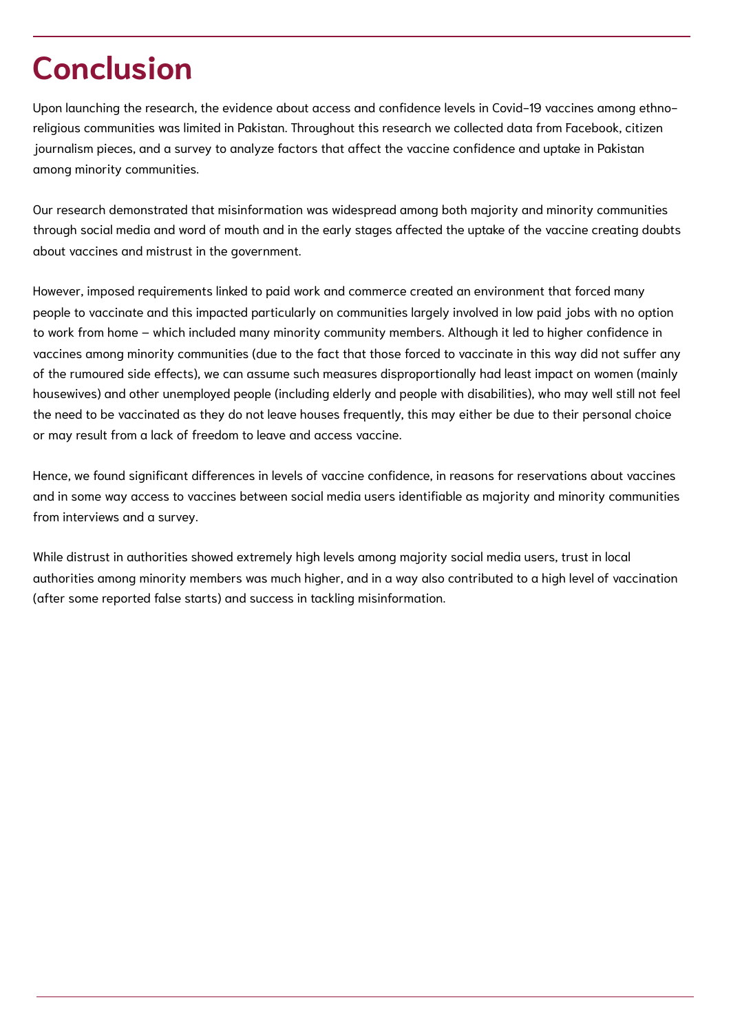# Conclusion

Upon launching the research, the evidence about access and confidence levels in Covid-19 vaccines among ethno-religious communities was limited in Pakistan. Throughout this research we collected data from Facebook, citizen journalism pieces, and a survey to analyze factors that affect the vaccine confidence and uptake in Pakistan among minority communities.

Our research demonstrated that misinformation was widespread among both majority and minority communities through social media and word of mouth and in the early stages affected the uptake of the vaccine creating doubts about vaccines and mistrust in the government.

However, imposed requirements linked to paid work and commerce created an environment that forced many people to vaccinate and this impacted particularly on communities largely involved in low paid jobs with no option to work from home – which included many minority community members. Although it led to higher confidence in vaccines among minority communities (due to the fact that those forced to vaccinate in this way did not suffer any of the rumoured side effects), we can assume such measures disproportionally had least impact on women (mainly housewives) and other unemployed people (including elderly and people with disabilities), who may well still not feel the need to be vaccinated as they do not leave houses frequently, this may either be due to their personal choice or may result from a lack of freedom to leave and access vaccine.

Hence, we found significant differences in levels of vaccine confidence, in reasons for reservations about vaccines and in some way access to vaccines between social media users identifiable as majority and minority communities from interviews and a survey.

While distrust in authorities showed extremely high levels among majority social media users, trust in local authorities among minority members was much higher, and in a way also contributed to a high level of vaccination (after some reported false starts) and success in tackling misinformation.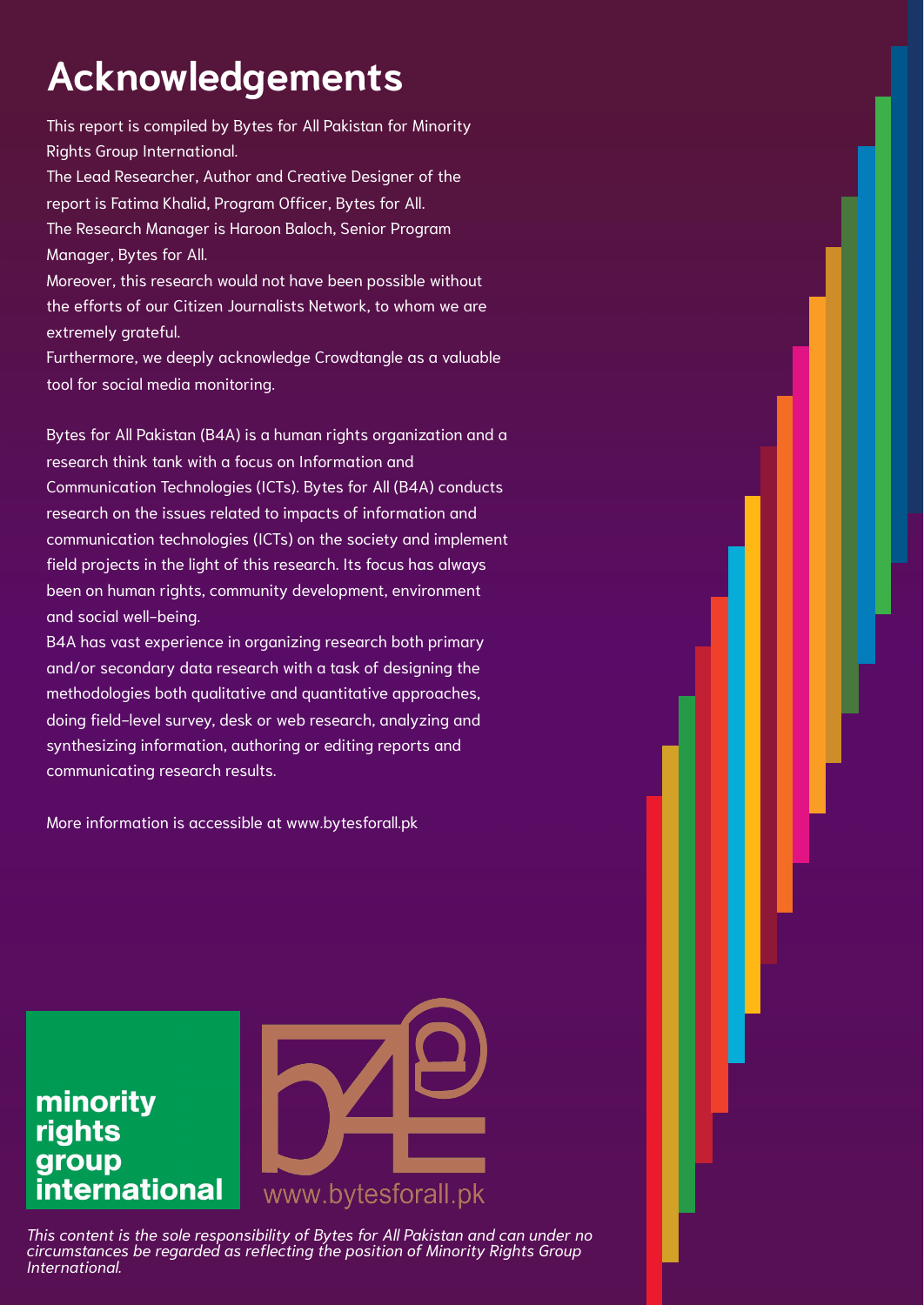# Acknowledgements

This report is compiled by Bytes for All Pakistan for Minority Rights Group International.
The Lead Researcher, Author and Creative Designer of the report is Fatima Khalid, Program Officer, Bytes for All.
The Research Manager is Haroon Baloch, Senior Program Manager, Bytes for All.
Moreover, this research would not have been possible without the efforts of our Citizen Journalists Network, to whom we are extremely grateful.
Furthermore, we deeply acknowledge Crowdtangle as a valuable tool for social media monitoring.

Bytes for All Pakistan (B4A) is a human rights organization and a research think tank with a focus on Information and Communication Technologies (ICTs). Bytes for All (B4A) conducts research on the issues related to impacts of information and communication technologies (ICTs) on the society and implement field projects in the light of this research. Its focus has always been on human rights, community development, environment and social well-being.
B4A has vast experience in organizing research both primary and/or secondary data research with a task of designing the methodologies both qualitative and quantitative approaches, doing field-level survey, desk or web research, analyzing and synthesizing information, authoring or editing reports and communicating research results.

More information is accessible at www.bytesforall.pk

minority rights group international

www.bytesforall.pk

*This content is the sole responsibility of Bytes for All Pakistan and can under no circumstances be regarded as reflecting the position of Minority Rights Group International.*